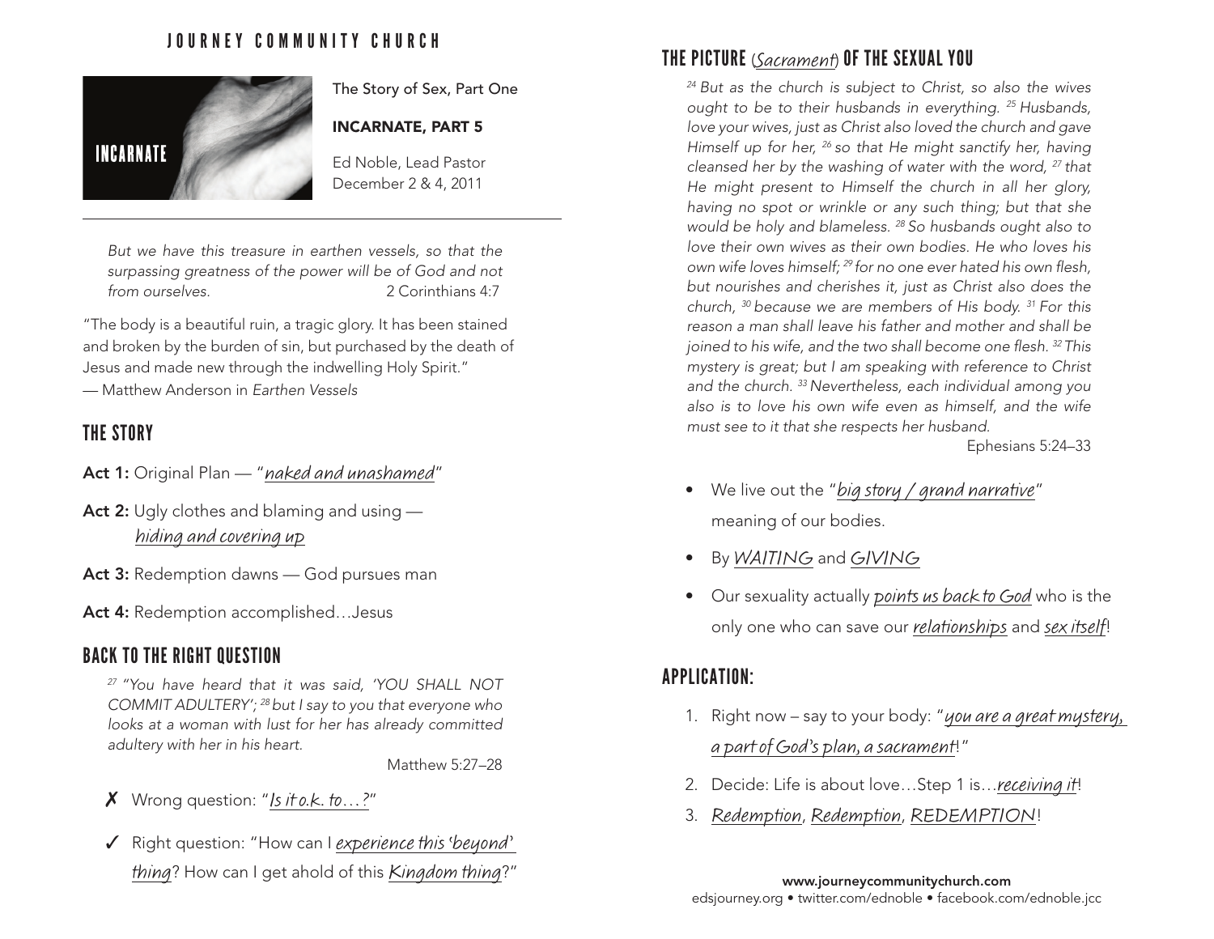JOURNEY COMMUNITY CHURCH

INCARNATE

The Story of Sex, Part One

**INCARNATE, PART 5**

Ed Noble, Lead Pastor
December 2 & 4, 2011

*But we have this treasure in earthen vessels, so that the surpassing greatness of the power will be of God and not from ourselves.* 2 Corinthians 4:7

"The body is a beautiful ruin, a tragic glory. It has been stained and broken by the burden of sin, but purchased by the death of Jesus and made new through the indwelling Holy Spirit."
— Matthew Anderson in *Earthen Vessels*

## THE STORY

**Act 1:** Original Plan — "naked and unashamed"

**Act 2:** Ugly clothes and blaming and using — hiding and covering up

**Act 3:** Redemption dawns — God pursues man

**Act 4:** Redemption accomplished…Jesus

## BACK TO THE RIGHT QUESTION

*[27] "You have heard that it was said, 'YOU SHALL NOT COMMIT ADULTERY'; [28] but I say to you that everyone who looks at a woman with lust for her has already committed adultery with her in his heart.*

Matthew 5:27–28

✗ Wrong question: "Is it o.k. to…?"

✓ Right question: "How can I experience this 'beyond' thing? How can I get ahold of this Kingdom thing?"

## THE PICTURE (Sacrament) OF THE SEXUAL YOU

*[24] But as the church is subject to Christ, so also the wives ought to be to their husbands in everything. [25] Husbands, love your wives, just as Christ also loved the church and gave Himself up for her, [26] so that He might sanctify her, having cleansed her by the washing of water with the word, [27] that He might present to Himself the church in all her glory, having no spot or wrinkle or any such thing; but that she would be holy and blameless. [28] So husbands ought also to love their own wives as their own bodies. He who loves his own wife loves himself; [29] for no one ever hated his own flesh, but nourishes and cherishes it, just as Christ also does the church, [30] because we are members of His body. [31] For this reason a man shall leave his father and mother and shall be joined to his wife, and the two shall become one flesh. [32] This mystery is great; but I am speaking with reference to Christ and the church. [33] Nevertheless, each individual among you also is to love his own wife even as himself, and the wife must see to it that she respects her husband.*

Ephesians 5:24–33

- We live out the "big story / grand narrative" meaning of our bodies.
- By WAITING and GIVING
- Our sexuality actually points us back to God who is the only one who can save our relationships and sex itself!

## APPLICATION:

1. Right now – say to your body: "you are a great mystery, a part of God's plan, a sacrament!"
2. Decide: Life is about love…Step 1 is…receiving it!
3. Redemption, Redemption, REDEMPTION!

**www.journeycommunitychurch.com**
edsjourney.org • twitter.com/ednoble • facebook.com/ednoble.jcc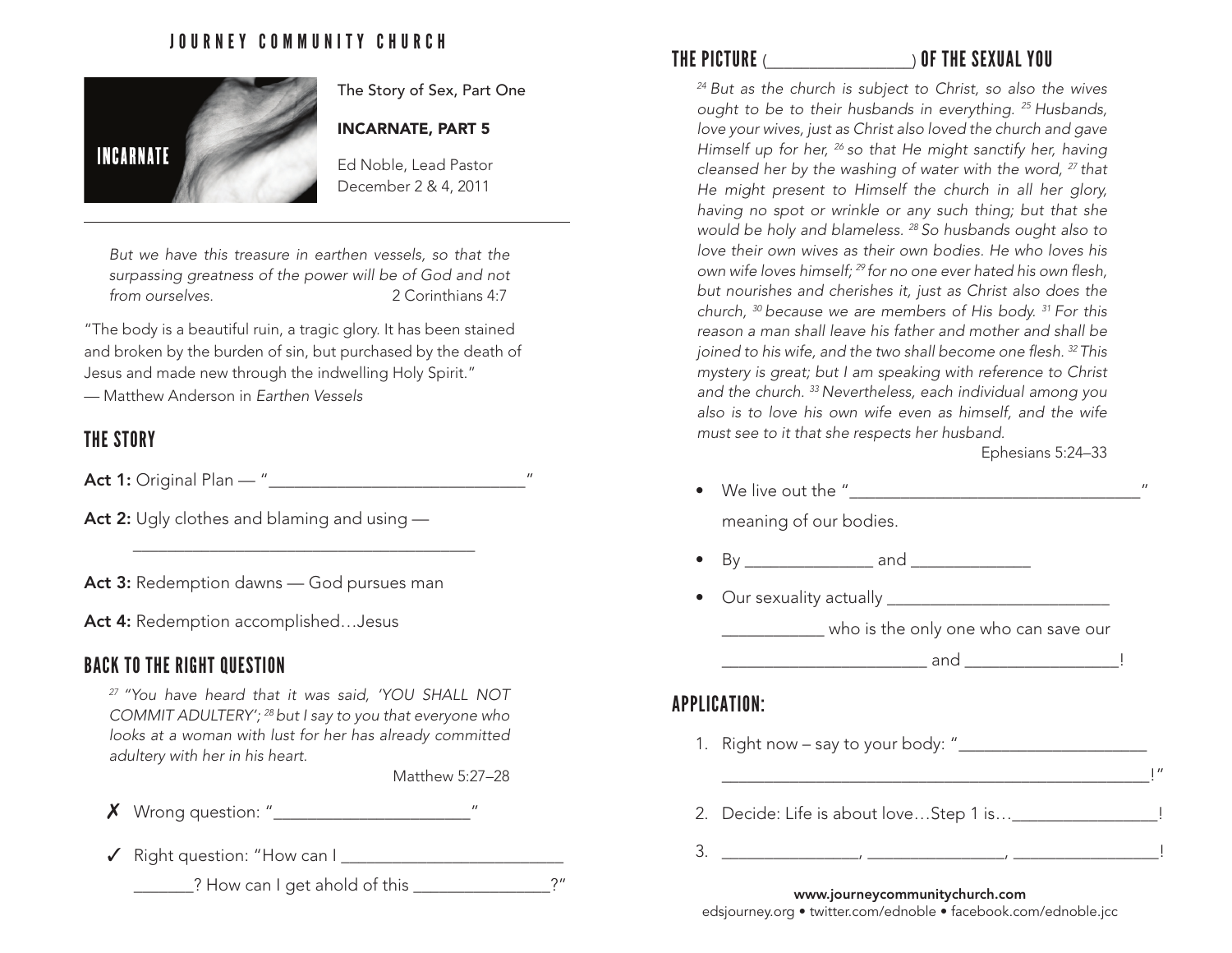JOURNEY COMMUNITY CHURCH

The Story of Sex, Part One

**INCARNATE, PART 5**

Ed Noble, Lead Pastor
December 2 & 4, 2011

*But we have this treasure in earthen vessels, so that the surpassing greatness of the power will be of God and not from ourselves.* 2 Corinthians 4:7

"The body is a beautiful ruin, a tragic glory. It has been stained and broken by the burden of sin, but purchased by the death of Jesus and made new through the indwelling Holy Spirit."
— Matthew Anderson in *Earthen Vessels*

## THE STORY

**Act 1:** Original Plan — "______________________________"

**Act 2:** Ugly clothes and blaming and using —
________________________________________

**Act 3:** Redemption dawns — God pursues man

**Act 4:** Redemption accomplished…Jesus

## BACK TO THE RIGHT QUESTION

*[27] "You have heard that it was said, 'YOU SHALL NOT COMMIT ADULTERY'; [28] but I say to you that everyone who looks at a woman with lust for her has already committed adultery with her in his heart.*

Matthew 5:27–28

✗ Wrong question: "______________________"

✓ Right question: "How can I __________________________ _______? How can I get ahold of this _______________?"

## THE PICTURE (________________) OF THE SEXUAL YOU

*[24] But as the church is subject to Christ, so also the wives ought to be to their husbands in everything. [25] Husbands, love your wives, just as Christ also loved the church and gave Himself up for her, [26] so that He might sanctify her, having cleansed her by the washing of water with the word, [27] that He might present to Himself the church in all her glory, having no spot or wrinkle or any such thing; but that she would be holy and blameless. [28] So husbands ought also to love their own wives as their own bodies. He who loves his own wife loves himself; [29] for no one ever hated his own flesh, but nourishes and cherishes it, just as Christ also does the church, [30] because we are members of His body. [31] For this reason a man shall leave his father and mother and shall be joined to his wife, and the two shall become one flesh. [32] This mystery is great; but I am speaking with reference to Christ and the church. [33] Nevertheless, each individual among you also is to love his own wife even as himself, and the wife must see to it that she respects her husband.*

Ephesians 5:24–33

- We live out the "__________________________________" meaning of our bodies.
- By ______________ and _____________
- Our sexuality actually _________________________ ___________ who is the only one who can save our _______________________ and _________________!

## APPLICATION:

1. Right now – say to your body: "_____________________ __________________________________________________!"
2. Decide: Life is about love…Step 1 is…________________!
3. _______________, _______________, ________________!

www.journeycommunitychurch.com
edsjourney.org • twitter.com/ednoble • facebook.com/ednoble.jcc